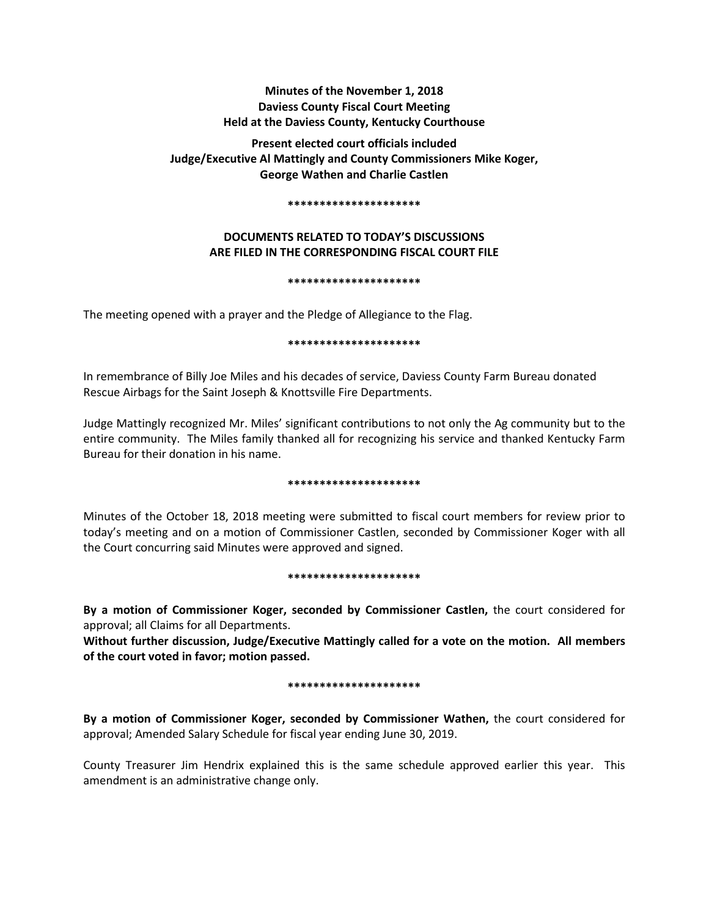**Minutes of the November 1, 2018**
**Daviess County Fiscal Court Meeting**
**Held at the Daviess County, Kentucky Courthouse**

**Present elected court officials included**
**Judge/Executive Al Mattingly and County Commissioners Mike Koger, George Wathen and Charlie Castlen**

*********************

**DOCUMENTS RELATED TO TODAY'S DISCUSSIONS ARE FILED IN THE CORRESPONDING FISCAL COURT FILE**

*********************

The meeting opened with a prayer and the Pledge of Allegiance to the Flag.

*********************

In remembrance of Billy Joe Miles and his decades of service, Daviess County Farm Bureau donated Rescue Airbags for the Saint Joseph & Knottsville Fire Departments.

Judge Mattingly recognized Mr. Miles' significant contributions to not only the Ag community but to the entire community. The Miles family thanked all for recognizing his service and thanked Kentucky Farm Bureau for their donation in his name.

*********************

Minutes of the October 18, 2018 meeting were submitted to fiscal court members for review prior to today's meeting and on a motion of Commissioner Castlen, seconded by Commissioner Koger with all the Court concurring said Minutes were approved and signed.

*********************

**By a motion of Commissioner Koger, seconded by Commissioner Castlen,** the court considered for approval; all Claims for all Departments.

**Without further discussion, Judge/Executive Mattingly called for a vote on the motion. All members of the court voted in favor; motion passed.**

*********************

**By a motion of Commissioner Koger, seconded by Commissioner Wathen,** the court considered for approval; Amended Salary Schedule for fiscal year ending June 30, 2019.

County Treasurer Jim Hendrix explained this is the same schedule approved earlier this year. This amendment is an administrative change only.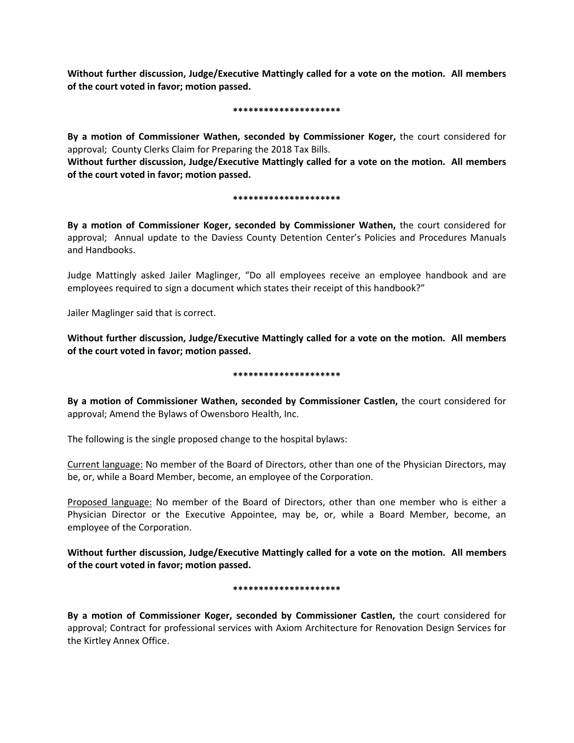**Without further discussion, Judge/Executive Mattingly called for a vote on the motion. All members of the court voted in favor; motion passed.**

*********************

**By a motion of Commissioner Wathen, seconded by Commissioner Koger,** the court considered for approval; County Clerks Claim for Preparing the 2018 Tax Bills.

**Without further discussion, Judge/Executive Mattingly called for a vote on the motion. All members of the court voted in favor; motion passed.**

*********************

**By a motion of Commissioner Koger, seconded by Commissioner Wathen,** the court considered for approval; Annual update to the Daviess County Detention Center's Policies and Procedures Manuals and Handbooks.

Judge Mattingly asked Jailer Maglinger, "Do all employees receive an employee handbook and are employees required to sign a document which states their receipt of this handbook?"

Jailer Maglinger said that is correct.

**Without further discussion, Judge/Executive Mattingly called for a vote on the motion. All members of the court voted in favor; motion passed.**

*********************

**By a motion of Commissioner Wathen, seconded by Commissioner Castlen,** the court considered for approval; Amend the Bylaws of Owensboro Health, Inc.

The following is the single proposed change to the hospital bylaws:

<u>Current language:</u> No member of the Board of Directors, other than one of the Physician Directors, may be, or, while a Board Member, become, an employee of the Corporation.

<u>Proposed language:</u> No member of the Board of Directors, other than one member who is either a Physician Director or the Executive Appointee, may be, or, while a Board Member, become, an employee of the Corporation.

**Without further discussion, Judge/Executive Mattingly called for a vote on the motion. All members of the court voted in favor; motion passed.**

*********************

**By a motion of Commissioner Koger, seconded by Commissioner Castlen,** the court considered for approval; Contract for professional services with Axiom Architecture for Renovation Design Services for the Kirtley Annex Office.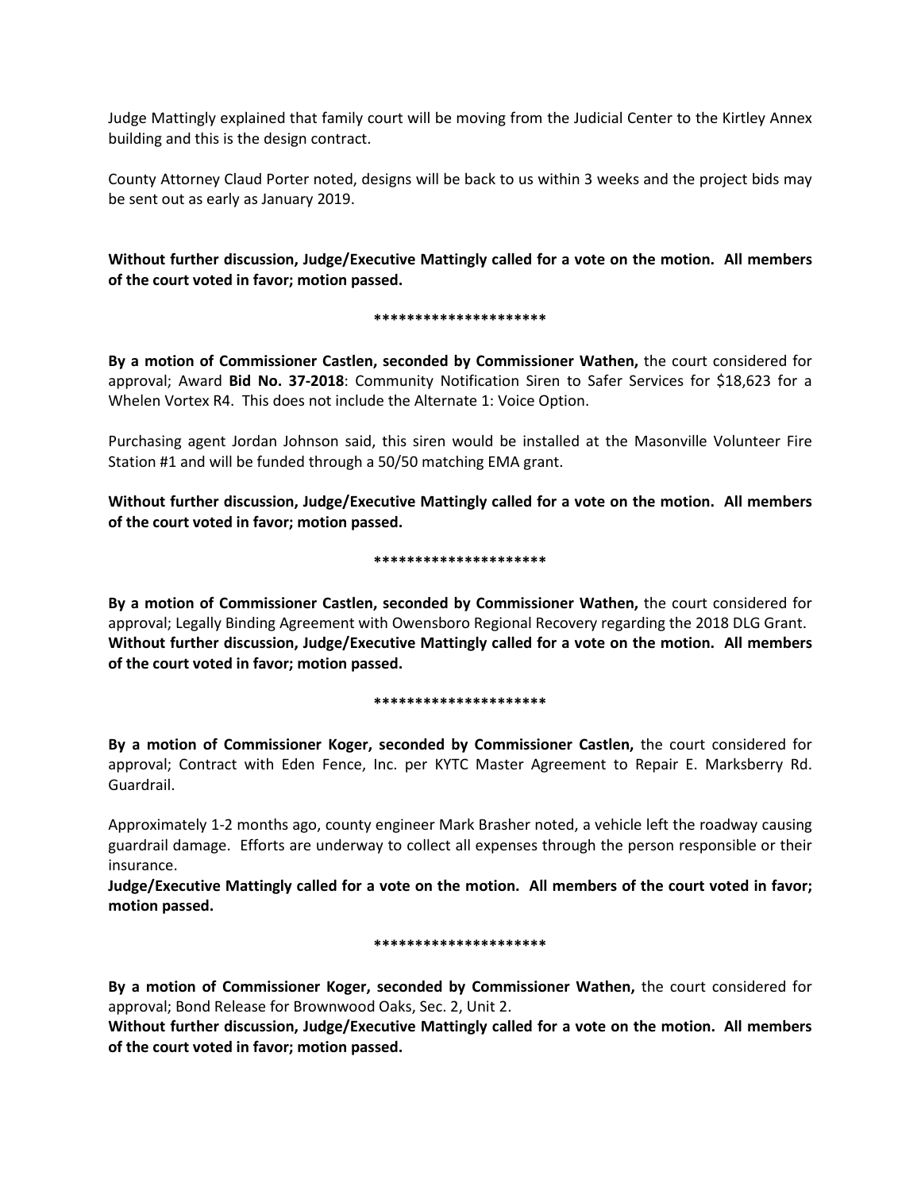Judge Mattingly explained that family court will be moving from the Judicial Center to the Kirtley Annex building and this is the design contract.

County Attorney Claud Porter noted, designs will be back to us within 3 weeks and the project bids may be sent out as early as January 2019.

**Without further discussion, Judge/Executive Mattingly called for a vote on the motion. All members of the court voted in favor; motion passed.**

**********************

**By a motion of Commissioner Castlen, seconded by Commissioner Wathen,** the court considered for approval; Award **Bid No. 37-2018**: Community Notification Siren to Safer Services for $18,623 for a Whelen Vortex R4. This does not include the Alternate 1: Voice Option.

Purchasing agent Jordan Johnson said, this siren would be installed at the Masonville Volunteer Fire Station #1 and will be funded through a 50/50 matching EMA grant.

**Without further discussion, Judge/Executive Mattingly called for a vote on the motion. All members of the court voted in favor; motion passed.**

**********************

**By a motion of Commissioner Castlen, seconded by Commissioner Wathen,** the court considered for approval; Legally Binding Agreement with Owensboro Regional Recovery regarding the 2018 DLG Grant. **Without further discussion, Judge/Executive Mattingly called for a vote on the motion. All members of the court voted in favor; motion passed.**

**********************

**By a motion of Commissioner Koger, seconded by Commissioner Castlen,** the court considered for approval; Contract with Eden Fence, Inc. per KYTC Master Agreement to Repair E. Marksberry Rd. Guardrail.

Approximately 1-2 months ago, county engineer Mark Brasher noted, a vehicle left the roadway causing guardrail damage. Efforts are underway to collect all expenses through the person responsible or their insurance.

**Judge/Executive Mattingly called for a vote on the motion. All members of the court voted in favor; motion passed.**

**********************

**By a motion of Commissioner Koger, seconded by Commissioner Wathen,** the court considered for approval; Bond Release for Brownwood Oaks, Sec. 2, Unit 2.

**Without further discussion, Judge/Executive Mattingly called for a vote on the motion. All members of the court voted in favor; motion passed.**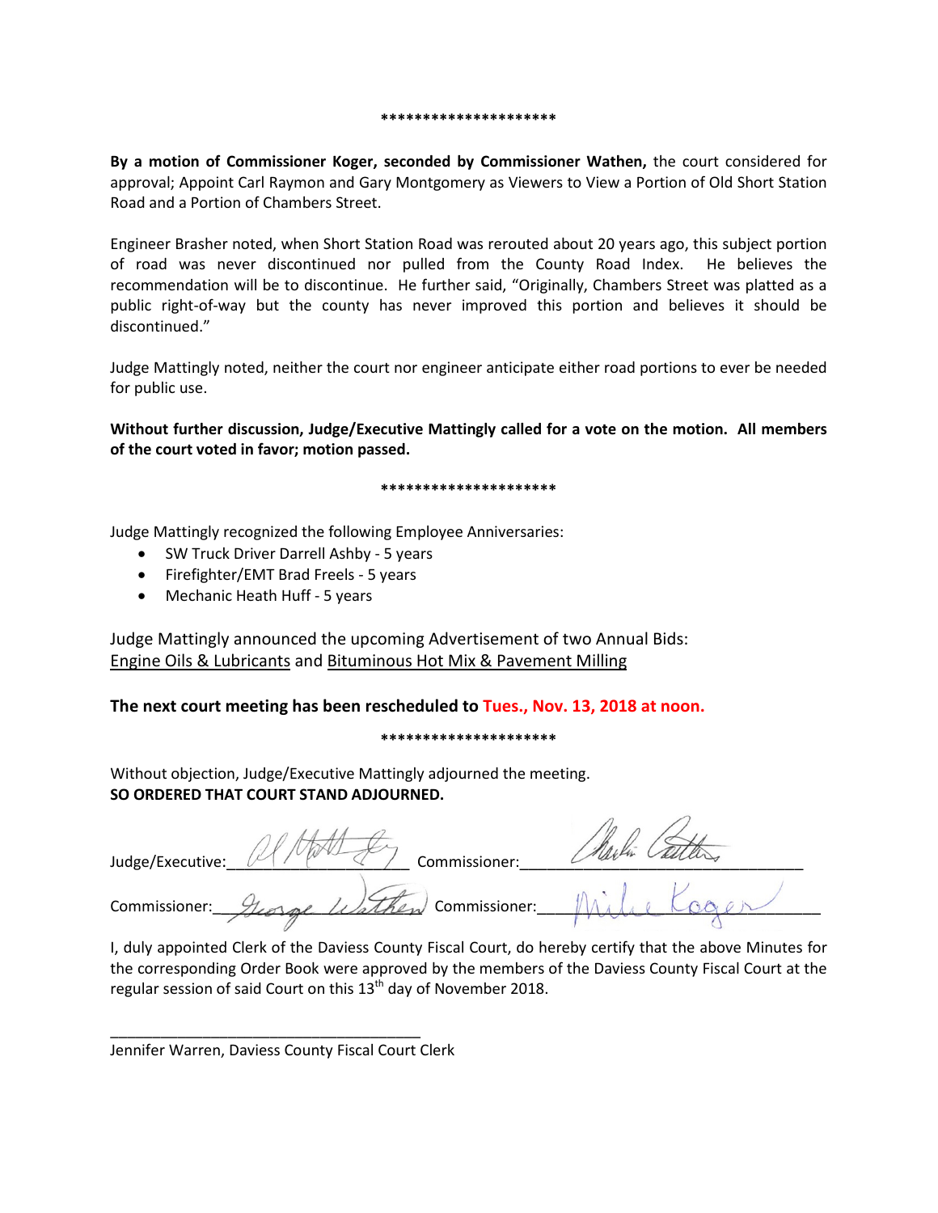*********************

**By a motion of Commissioner Koger, seconded by Commissioner Wathen,** the court considered for approval; Appoint Carl Raymon and Gary Montgomery as Viewers to View a Portion of Old Short Station Road and a Portion of Chambers Street.

Engineer Brasher noted, when Short Station Road was rerouted about 20 years ago, this subject portion of road was never discontinued nor pulled from the County Road Index. He believes the recommendation will be to discontinue. He further said, "Originally, Chambers Street was platted as a public right-of-way but the county has never improved this portion and believes it should be discontinued."

Judge Mattingly noted, neither the court nor engineer anticipate either road portions to ever be needed for public use.

**Without further discussion, Judge/Executive Mattingly called for a vote on the motion. All members of the court voted in favor; motion passed.**

*********************

Judge Mattingly recognized the following Employee Anniversaries:

- SW Truck Driver Darrell Ashby - 5 years
- Firefighter/EMT Brad Freels - 5 years
- Mechanic Heath Huff - 5 years

Judge Mattingly announced the upcoming Advertisement of two Annual Bids:
Engine Oils & Lubricants and Bituminous Hot Mix & Pavement Milling

**The next court meeting has been rescheduled to Tues., Nov. 13, 2018 at noon.**

*********************

Without objection, Judge/Executive Mattingly adjourned the meeting.
**SO ORDERED THAT COURT STAND ADJOURNED.**

Judge/Executive: Al Mattingly Commissioner: Charlie Castlen

Commissioner: George Wathen Commissioner: Mike Koger

I, duly appointed Clerk of the Daviess County Fiscal Court, do hereby certify that the above Minutes for the corresponding Order Book were approved by the members of the Daviess County Fiscal Court at the regular session of said Court on this 13th day of November 2018.

\_\_\_\_\_\_\_\_\_\_\_\_\_\_\_\_\_\_\_\_\_\_\_\_\_\_\_\_\_\_\_\_\_\_\_\_
Jennifer Warren, Daviess County Fiscal Court Clerk